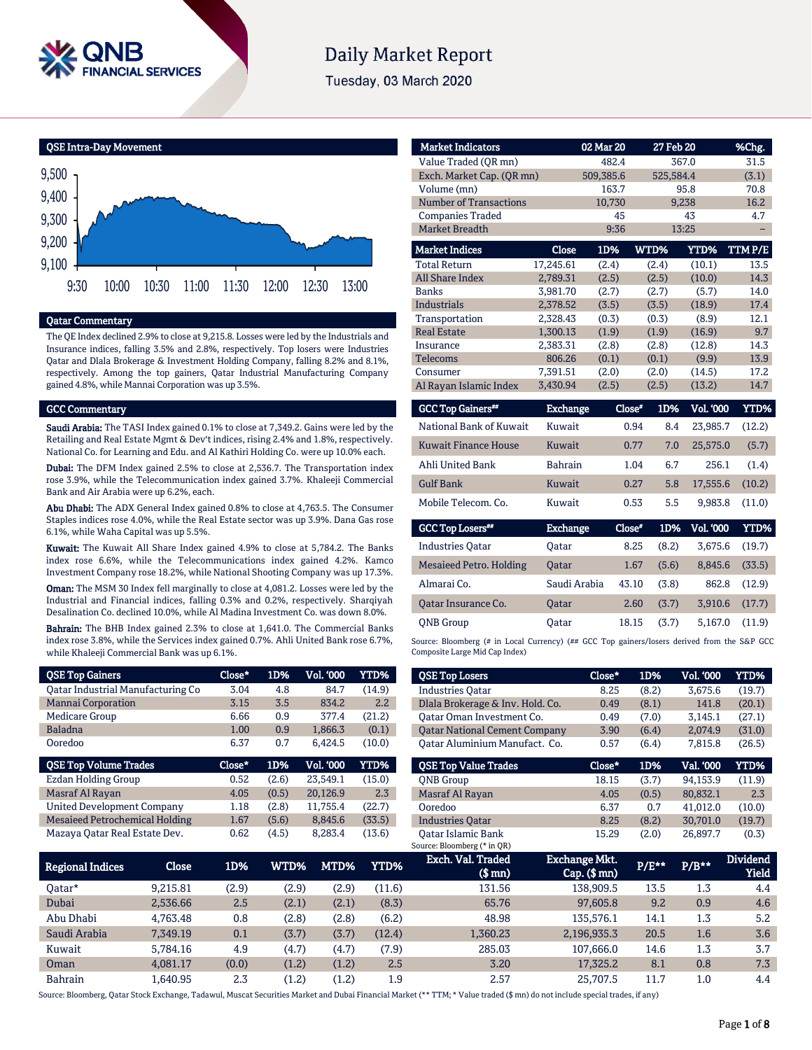# Daily Market Report

Tuesday, 03 March 2020

## QSE Intra-Day Movement

## Qatar Commentary

The QE Index declined 2.9% to close at 9,215.8. Losses were led by the Industrials and Insurance indices, falling 3.5% and 2.8%, respectively. Top losers were Industries Qatar and Dlala Brokerage & Investment Holding Company, falling 8.2% and 8.1%, respectively. Among the top gainers, Qatar Industrial Manufacturing Company gained 4.8%, while Mannai Corporation was up 3.5%.

## GCC Commentary

**Saudi Arabia:** The TASI Index gained 0.1% to close at 7,349.2. Gains were led by the Retailing and Real Estate Mgmt & Dev't indices, rising 2.4% and 1.8%, respectively. National Co. for Learning and Edu. and Al Kathiri Holding Co. were up 10.0% each.

**Dubai:** The DFM Index gained 2.5% to close at 2,536.7. The Transportation index rose 3.9%, while the Telecommunication index gained 3.7%. Khaleeji Commercial Bank and Air Arabia were up 6.2%, each.

**Abu Dhabi:** The ADX General Index gained 0.8% to close at 4,763.5. The Consumer Staples indices rose 4.0%, while the Real Estate sector was up 3.9%. Dana Gas rose 6.1%, while Waha Capital was up 5.5%.

**Kuwait:** The Kuwait All Share Index gained 4.9% to close at 5,784.2. The Banks index rose 6.6%, while the Telecommunications index gained 4.2%. Kamco Investment Company rose 18.2%, while National Shooting Company was up 17.3%.

**Oman:** The MSM 30 Index fell marginally to close at 4,081.2. Losses were led by the Industrial and Financial indices, falling 0.3% and 0.2%, respectively. Sharqiyah Desalination Co. declined 10.0%, while Al Madina Investment Co. was down 8.0%.

**Bahrain:** The BHB Index gained 2.3% to close at 1,641.0. The Commercial Banks index rose 3.8%, while the Services index gained 0.7%. Ahli United Bank rose 6.7%, while Khaleeji Commercial Bank was up 6.1%.

| Market Indicators | 02 Mar 20 | 27 Feb 20 | %Chg. |
|---|---|---|---|
| Value Traded (QR mn) | 482.4 | 367.0 | 31.5 |
| Exch. Market Cap. (QR mn) | 509,385.6 | 525,584.4 | (3.1) |
| Volume (mn) | 163.7 | 95.8 | 70.8 |
| Number of Transactions | 10,730 | 9,238 | 16.2 |
| Companies Traded | 45 | 43 | 4.7 |
| Market Breadth | 9:36 | 13:25 | – |

| Market Indices | Close | 1D% | WTD% | YTD% | TTM P/E |
|---|---|---|---|---|---|
| Total Return | 17,245.61 | (2.4) | (2.4) | (10.1) | 13.5 |
| All Share Index | 2,789.31 | (2.5) | (2.5) | (10.0) | 14.3 |
| Banks | 3,981.70 | (2.7) | (2.7) | (5.7) | 14.0 |
| Industrials | 2,378.52 | (3.5) | (3.5) | (18.9) | 17.4 |
| Transportation | 2,328.43 | (0.3) | (0.3) | (8.9) | 12.1 |
| Real Estate | 1,300.13 | (1.9) | (1.9) | (16.9) | 9.7 |
| Insurance | 2,383.31 | (2.8) | (2.8) | (12.8) | 14.3 |
| Telecoms | 806.26 | (0.1) | (0.1) | (9.9) | 13.9 |
| Consumer | 7,391.51 | (2.0) | (2.0) | (14.5) | 17.2 |
| Al Rayan Islamic Index | 3,430.94 | (2.5) | (2.5) | (13.2) | 14.7 |

| GCC Top Gainers## | Exchange | Close# | 1D% | Vol. '000 | YTD% |
|---|---|---|---|---|---|
| National Bank of Kuwait | Kuwait | 0.94 | 8.4 | 23,985.7 | (12.2) |
| Kuwait Finance House | Kuwait | 0.77 | 7.0 | 25,575.0 | (5.7) |
| Ahli United Bank | Bahrain | 1.04 | 6.7 | 256.1 | (1.4) |
| Gulf Bank | Kuwait | 0.27 | 5.8 | 17,555.6 | (10.2) |
| Mobile Telecom. Co. | Kuwait | 0.53 | 5.5 | 9,983.8 | (11.0) |

| GCC Top Losers## | Exchange | Close# | 1D% | Vol. '000 | YTD% |
|---|---|---|---|---|---|
| Industries Qatar | Qatar | 8.25 | (8.2) | 3,675.6 | (19.7) |
| Mesaieed Petro. Holding | Qatar | 1.67 | (5.6) | 8,845.6 | (33.5) |
| Almarai Co. | Saudi Arabia | 43.10 | (3.8) | 862.8 | (12.9) |
| Qatar Insurance Co. | Qatar | 2.60 | (3.7) | 3,910.6 | (17.7) |
| QNB Group | Qatar | 18.15 | (3.7) | 5,167.0 | (11.9) |

Source: Bloomberg (# in Local Currency) (## GCC Top gainers/losers derived from the S&P GCC Composite Large Mid Cap Index)

| QSE Top Gainers | Close* | 1D% | Vol. '000 | YTD% |
|---|---|---|---|---|
| Qatar Industrial Manufacturing Co | 3.04 | 4.8 | 84.7 | (14.9) |
| Mannai Corporation | 3.15 | 3.5 | 834.2 | 2.2 |
| Medicare Group | 6.66 | 0.9 | 377.4 | (21.2) |
| Baladna | 1.00 | 0.9 | 1,866.3 | (0.1) |
| Ooredoo | 6.37 | 0.7 | 6,424.5 | (10.0) |

| QSE Top Volume Trades | Close* | 1D% | Vol. '000 | YTD% |
|---|---|---|---|---|
| Ezdan Holding Group | 0.52 | (2.6) | 23,549.1 | (15.0) |
| Masraf Al Rayan | 4.05 | (0.5) | 20,126.9 | 2.3 |
| United Development Company | 1.18 | (2.8) | 11,755.4 | (22.7) |
| Mesaieed Petrochemical Holding | 1.67 | (5.6) | 8,845.6 | (33.5) |
| Mazaya Qatar Real Estate Dev. | 0.62 | (4.5) | 8,283.4 | (13.6) |

| QSE Top Losers | Close* | 1D% | Vol. '000 | YTD% |
|---|---|---|---|---|
| Industries Qatar | 8.25 | (8.2) | 3,675.6 | (19.7) |
| Dlala Brokerage & Inv. Hold. Co. | 0.49 | (8.1) | 141.8 | (20.1) |
| Qatar Oman Investment Co. | 0.49 | (7.0) | 3,145.1 | (27.1) |
| Qatar National Cement Company | 3.90 | (6.4) | 2,074.9 | (31.0) |
| Qatar Aluminium Manufact. Co. | 0.57 | (6.4) | 7,815.8 | (26.5) |

| QSE Top Value Trades | Close* | 1D% | Val. '000 | YTD% |
|---|---|---|---|---|
| QNB Group | 18.15 | (3.7) | 94,153.9 | (11.9) |
| Masraf Al Rayan | 4.05 | (0.5) | 80,832.1 | 2.3 |
| Ooredoo | 6.37 | 0.7 | 41,012.0 | (10.0) |
| Industries Qatar | 8.25 | (8.2) | 30,701.0 | (19.7) |
| Qatar Islamic Bank | 15.29 | (2.0) | 26,897.7 | (0.3) |

Source: Bloomberg (* in QR)

| Regional Indices | Close | 1D% | WTD% | MTD% | YTD% | Exch. Val. Traded ($ mn) | Exchange Mkt. Cap. ($ mn) | P/E** | P/B** | Dividend Yield |
|---|---|---|---|---|---|---|---|---|---|---|
| Qatar* | 9,215.81 | (2.9) | (2.9) | (2.9) | (11.6) | 131.56 | 138,909.5 | 13.5 | 1.3 | 4.4 |
| Dubai | 2,536.66 | 2.5 | (2.1) | (2.1) | (8.3) | 65.76 | 97,605.8 | 9.2 | 0.9 | 4.6 |
| Abu Dhabi | 4,763.48 | 0.8 | (2.8) | (2.8) | (6.2) | 48.98 | 135,576.1 | 14.1 | 1.3 | 5.2 |
| Saudi Arabia | 7,349.19 | 0.1 | (3.7) | (3.7) | (12.4) | 1,360.23 | 2,196,935.3 | 20.5 | 1.6 | 3.6 |
| Kuwait | 5,784.16 | 4.9 | (4.7) | (4.7) | (7.9) | 285.03 | 107,666.0 | 14.6 | 1.3 | 3.7 |
| Oman | 4,081.17 | (0.0) | (1.2) | (1.2) | 2.5 | 3.20 | 17,325.2 | 8.1 | 0.8 | 7.3 |
| Bahrain | 1,640.95 | 2.3 | (1.2) | (1.2) | 1.9 | 2.57 | 25,707.5 | 11.7 | 1.0 | 4.4 |

Source: Bloomberg, Qatar Stock Exchange, Tadawul, Muscat Securities Market and Dubai Financial Market (** TTM; * Value traded ($ mn) do not include special trades, if any)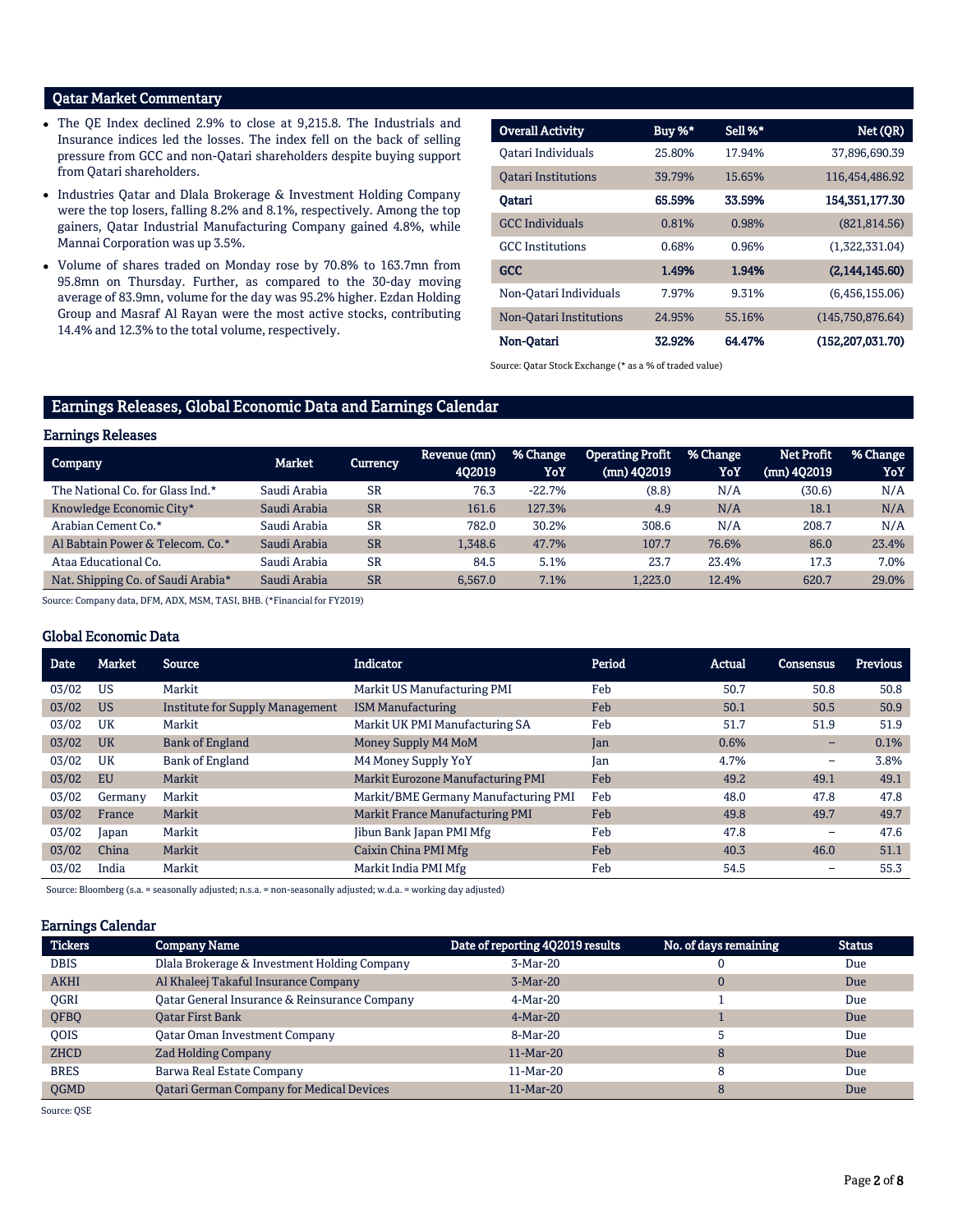## Qatar Market Commentary

- The QE Index declined 2.9% to close at 9,215.8. The Industrials and Insurance indices led the losses. The index fell on the back of selling pressure from GCC and non-Qatari shareholders despite buying support from Qatari shareholders.
- Industries Qatar and Dlala Brokerage & Investment Holding Company were the top losers, falling 8.2% and 8.1%, respectively. Among the top gainers, Qatar Industrial Manufacturing Company gained 4.8%, while Mannai Corporation was up 3.5%.
- Volume of shares traded on Monday rose by 70.8% to 163.7mn from 95.8mn on Thursday. Further, as compared to the 30-day moving average of 83.9mn, volume for the day was 95.2% higher. Ezdan Holding Group and Masraf Al Rayan were the most active stocks, contributing 14.4% and 12.3% to the total volume, respectively.

| Overall Activity | Buy %* | Sell %* | Net (QR) |
|---|---|---|---|
| Qatari Individuals | 25.80% | 17.94% | 37,896,690.39 |
| Qatari Institutions | 39.79% | 15.65% | 116,454,486.92 |
| **Qatari** | **65.59%** | **33.59%** | **154,351,177.30** |
| GCC Individuals | 0.81% | 0.98% | (821,814.56) |
| GCC Institutions | 0.68% | 0.96% | (1,322,331.04) |
| **GCC** | **1.49%** | **1.94%** | **(2,144,145.60)** |
| Non-Qatari Individuals | 7.97% | 9.31% | (6,456,155.06) |
| Non-Qatari Institutions | 24.95% | 55.16% | (145,750,876.64) |
| **Non-Qatari** | **32.92%** | **64.47%** | **(152,207,031.70)** |

Source: Qatar Stock Exchange (* as a % of traded value)

## Earnings Releases, Global Economic Data and Earnings Calendar

### Earnings Releases

| Company | Market | Currency | Revenue (mn) 4Q2019 | % Change YoY | Operating Profit (mn) 4Q2019 | % Change YoY | Net Profit (mn) 4Q2019 | % Change YoY |
|---|---|---|---|---|---|---|---|---|
| The National Co. for Glass Ind.* | Saudi Arabia | SR | 76.3 | -22.7% | (8.8) | N/A | (30.6) | N/A |
| Knowledge Economic City* | Saudi Arabia | SR | 161.6 | 127.3% | 4.9 | N/A | 18.1 | N/A |
| Arabian Cement Co.* | Saudi Arabia | SR | 782.0 | 30.2% | 308.6 | N/A | 208.7 | N/A |
| Al Babtain Power & Telecom. Co.* | Saudi Arabia | SR | 1,348.6 | 47.7% | 107.7 | 76.6% | 86.0 | 23.4% |
| Ataa Educational Co. | Saudi Arabia | SR | 84.5 | 5.1% | 23.7 | 23.4% | 17.3 | 7.0% |
| Nat. Shipping Co. of Saudi Arabia* | Saudi Arabia | SR | 6,567.0 | 7.1% | 1,223.0 | 12.4% | 620.7 | 29.0% |

Source: Company data, DFM, ADX, MSM, TASI, BHB. (*Financial for FY2019)

### Global Economic Data

| Date | Market | Source | Indicator | Period | Actual | Consensus | Previous |
|---|---|---|---|---|---|---|---|
| 03/02 | US | Markit | Markit US Manufacturing PMI | Feb | 50.7 | 50.8 | 50.8 |
| 03/02 | US | Institute for Supply Management | ISM Manufacturing | Feb | 50.1 | 50.5 | 50.9 |
| 03/02 | UK | Markit | Markit UK PMI Manufacturing SA | Feb | 51.7 | 51.9 | 51.9 |
| 03/02 | UK | Bank of England | Money Supply M4 MoM | Jan | 0.6% | – | 0.1% |
| 03/02 | UK | Bank of England | M4 Money Supply YoY | Jan | 4.7% | – | 3.8% |
| 03/02 | EU | Markit | Markit Eurozone Manufacturing PMI | Feb | 49.2 | 49.1 | 49.1 |
| 03/02 | Germany | Markit | Markit/BME Germany Manufacturing PMI | Feb | 48.0 | 47.8 | 47.8 |
| 03/02 | France | Markit | Markit France Manufacturing PMI | Feb | 49.8 | 49.7 | 49.7 |
| 03/02 | Japan | Markit | Jibun Bank Japan PMI Mfg | Feb | 47.8 | – | 47.6 |
| 03/02 | China | Markit | Caixin China PMI Mfg | Feb | 40.3 | 46.0 | 51.1 |
| 03/02 | India | Markit | Markit India PMI Mfg | Feb | 54.5 | – | 55.3 |

Source: Bloomberg (s.a. = seasonally adjusted; n.s.a. = non-seasonally adjusted; w.d.a. = working day adjusted)

### Earnings Calendar

| Tickers | Company Name | Date of reporting 4Q2019 results | No. of days remaining | Status |
|---|---|---|---|---|
| DBIS | Dlala Brokerage & Investment Holding Company | 3-Mar-20 | 0 | Due |
| AKHI | Al Khaleej Takaful Insurance Company | 3-Mar-20 | 0 | Due |
| QGRI | Qatar General Insurance & Reinsurance Company | 4-Mar-20 | 1 | Due |
| QFBQ | Qatar First Bank | 4-Mar-20 | 1 | Due |
| QOIS | Qatar Oman Investment Company | 8-Mar-20 | 5 | Due |
| ZHCD | Zad Holding Company | 11-Mar-20 | 8 | Due |
| BRES | Barwa Real Estate Company | 11-Mar-20 | 8 | Due |
| QGMD | Qatari German Company for Medical Devices | 11-Mar-20 | 8 | Due |

Source: QSE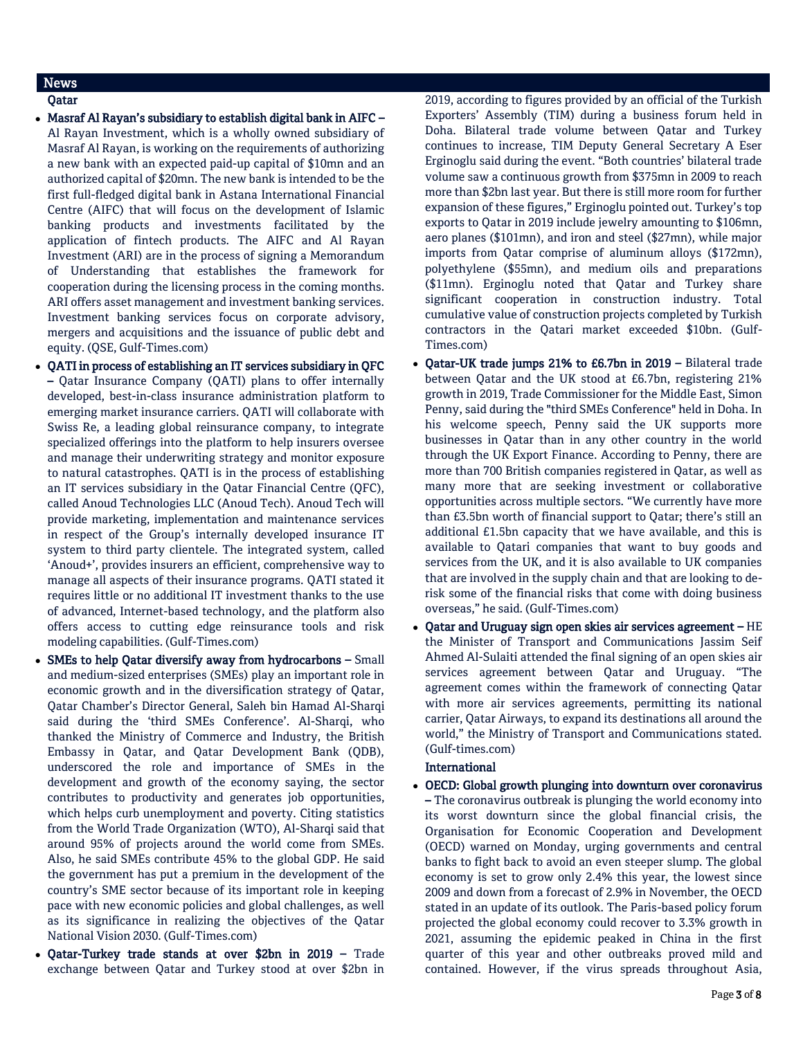## News

### Qatar

- **Masraf Al Rayan's subsidiary to establish digital bank in AIFC –** Al Rayan Investment, which is a wholly owned subsidiary of Masraf Al Rayan, is working on the requirements of authorizing a new bank with an expected paid-up capital of $10mn and an authorized capital of $20mn. The new bank is intended to be the first full-fledged digital bank in Astana International Financial Centre (AIFC) that will focus on the development of Islamic banking products and investments facilitated by the application of fintech products. The AIFC and Al Rayan Investment (ARI) are in the process of signing a Memorandum of Understanding that establishes the framework for cooperation during the licensing process in the coming months. ARI offers asset management and investment banking services. Investment banking services focus on corporate advisory, mergers and acquisitions and the issuance of public debt and equity. (QSE, Gulf-Times.com)
- **QATI in process of establishing an IT services subsidiary in QFC –** Qatar Insurance Company (QATI) plans to offer internally developed, best-in-class insurance administration platform to emerging market insurance carriers. QATI will collaborate with Swiss Re, a leading global reinsurance company, to integrate specialized offerings into the platform to help insurers oversee and manage their underwriting strategy and monitor exposure to natural catastrophes. QATI is in the process of establishing an IT services subsidiary in the Qatar Financial Centre (QFC), called Anoud Technologies LLC (Anoud Tech). Anoud Tech will provide marketing, implementation and maintenance services in respect of the Group's internally developed insurance IT system to third party clientele. The integrated system, called 'Anoud+', provides insurers an efficient, comprehensive way to manage all aspects of their insurance programs. QATI stated it requires little or no additional IT investment thanks to the use of advanced, Internet-based technology, and the platform also offers access to cutting edge reinsurance tools and risk modeling capabilities. (Gulf-Times.com)
- **SMEs to help Qatar diversify away from hydrocarbons –** Small and medium-sized enterprises (SMEs) play an important role in economic growth and in the diversification strategy of Qatar, Qatar Chamber's Director General, Saleh bin Hamad Al-Sharqi said during the 'third SMEs Conference'. Al-Sharqi, who thanked the Ministry of Commerce and Industry, the British Embassy in Qatar, and Qatar Development Bank (QDB), underscored the role and importance of SMEs in the development and growth of the economy saying, the sector contributes to productivity and generates job opportunities, which helps curb unemployment and poverty. Citing statistics from the World Trade Organization (WTO), Al-Sharqi said that around 95% of projects around the world come from SMEs. Also, he said SMEs contribute 45% to the global GDP. He said the government has put a premium in the development of the country's SME sector because of its important role in keeping pace with new economic policies and global challenges, as well as its significance in realizing the objectives of the Qatar National Vision 2030. (Gulf-Times.com)
- **Qatar-Turkey trade stands at over $2bn in 2019 –** Trade exchange between Qatar and Turkey stood at over $2bn in 2019, according to figures provided by an official of the Turkish Exporters' Assembly (TIM) during a business forum held in Doha. Bilateral trade volume between Qatar and Turkey continues to increase, TIM Deputy General Secretary A Eser Erginoglu said during the event. "Both countries' bilateral trade volume saw a continuous growth from $375mn in 2009 to reach more than $2bn last year. But there is still more room for further expansion of these figures," Erginoglu pointed out. Turkey's top exports to Qatar in 2019 include jewelry amounting to $106mn, aero planes ($101mn), and iron and steel ($27mn), while major imports from Qatar comprise of aluminum alloys ($172mn), polyethylene ($55mn), and medium oils and preparations ($11mn). Erginoglu noted that Qatar and Turkey share significant cooperation in construction industry. Total cumulative value of construction projects completed by Turkish contractors in the Qatari market exceeded $10bn. (Gulf-Times.com)
- **Qatar-UK trade jumps 21% to £6.7bn in 2019 –** Bilateral trade between Qatar and the UK stood at £6.7bn, registering 21% growth in 2019, Trade Commissioner for the Middle East, Simon Penny, said during the "third SMEs Conference" held in Doha. In his welcome speech, Penny said the UK supports more businesses in Qatar than in any other country in the world through the UK Export Finance. According to Penny, there are more than 700 British companies registered in Qatar, as well as many more that are seeking investment or collaborative opportunities across multiple sectors. "We currently have more than £3.5bn worth of financial support to Qatar; there's still an additional £1.5bn capacity that we have available, and this is available to Qatari companies that want to buy goods and services from the UK, and it is also available to UK companies that are involved in the supply chain and that are looking to de-risk some of the financial risks that come with doing business overseas," he said. (Gulf-Times.com)
- **Qatar and Uruguay sign open skies air services agreement –** HE the Minister of Transport and Communications Jassim Seif Ahmed Al-Sulaiti attended the final signing of an open skies air services agreement between Qatar and Uruguay. "The agreement comes within the framework of connecting Qatar with more air services agreements, permitting its national carrier, Qatar Airways, to expand its destinations all around the world," the Ministry of Transport and Communications stated. (Gulf-times.com)

### International

- **OECD: Global growth plunging into downturn over coronavirus –** The coronavirus outbreak is plunging the world economy into its worst downturn since the global financial crisis, the Organisation for Economic Cooperation and Development (OECD) warned on Monday, urging governments and central banks to fight back to avoid an even steeper slump. The global economy is set to grow only 2.4% this year, the lowest since 2009 and down from a forecast of 2.9% in November, the OECD stated in an update of its outlook. The Paris-based policy forum projected the global economy could recover to 3.3% growth in 2021, assuming the epidemic peaked in China in the first quarter of this year and other outbreaks proved mild and contained. However, if the virus spreads throughout Asia,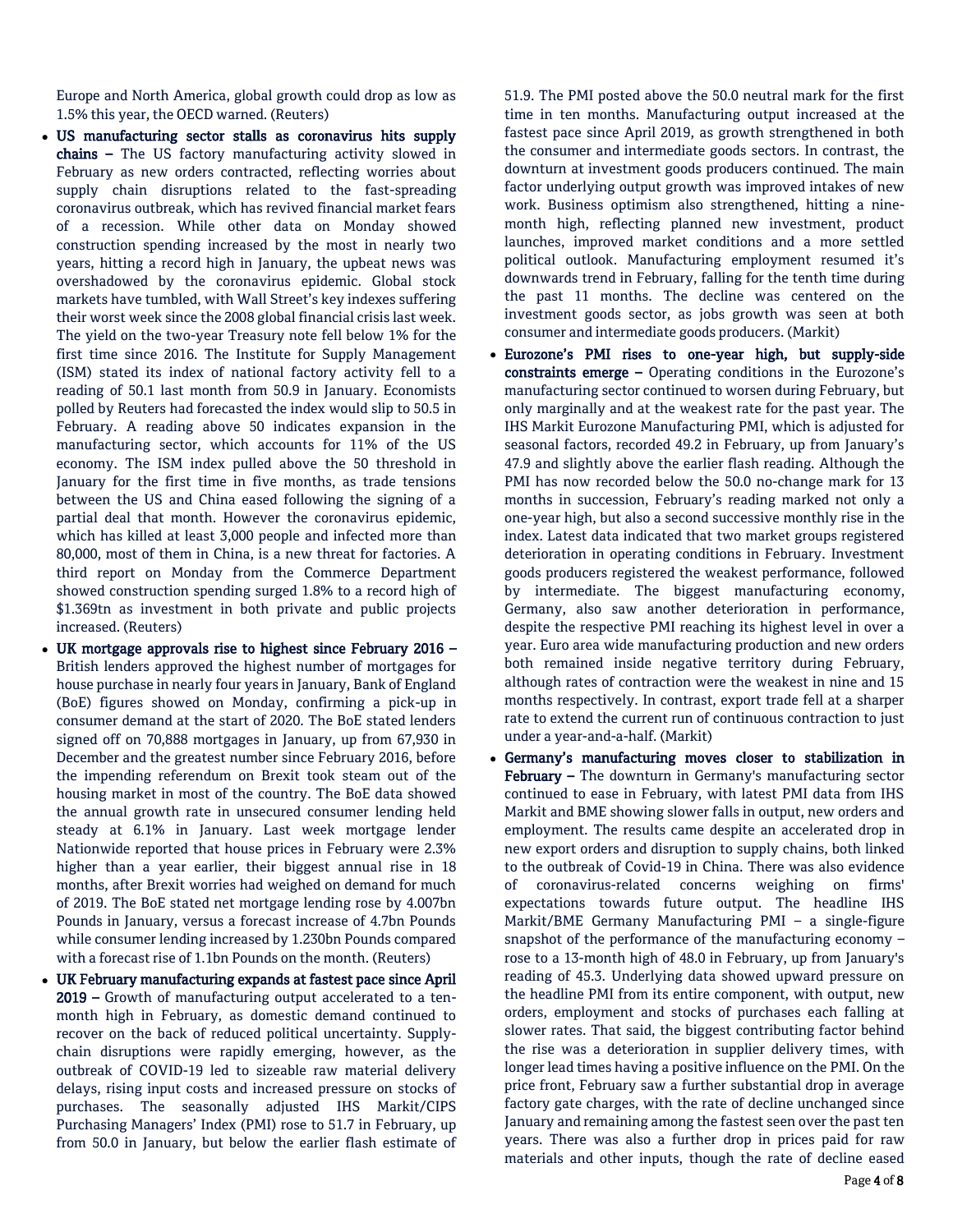Europe and North America, global growth could drop as low as 1.5% this year, the OECD warned. (Reuters)

- **US manufacturing sector stalls as coronavirus hits supply chains –** The US factory manufacturing activity slowed in February as new orders contracted, reflecting worries about supply chain disruptions related to the fast-spreading coronavirus outbreak, which has revived financial market fears of a recession. While other data on Monday showed construction spending increased by the most in nearly two years, hitting a record high in January, the upbeat news was overshadowed by the coronavirus epidemic. Global stock markets have tumbled, with Wall Street's key indexes suffering their worst week since the 2008 global financial crisis last week. The yield on the two-year Treasury note fell below 1% for the first time since 2016. The Institute for Supply Management (ISM) stated its index of national factory activity fell to a reading of 50.1 last month from 50.9 in January. Economists polled by Reuters had forecasted the index would slip to 50.5 in February. A reading above 50 indicates expansion in the manufacturing sector, which accounts for 11% of the US economy. The ISM index pulled above the 50 threshold in January for the first time in five months, as trade tensions between the US and China eased following the signing of a partial deal that month. However the coronavirus epidemic, which has killed at least 3,000 people and infected more than 80,000, most of them in China, is a new threat for factories. A third report on Monday from the Commerce Department showed construction spending surged 1.8% to a record high of $1.369tn as investment in both private and public projects increased. (Reuters)
- **UK mortgage approvals rise to highest since February 2016 –** British lenders approved the highest number of mortgages for house purchase in nearly four years in January, Bank of England (BoE) figures showed on Monday, confirming a pick-up in consumer demand at the start of 2020. The BoE stated lenders signed off on 70,888 mortgages in January, up from 67,930 in December and the greatest number since February 2016, before the impending referendum on Brexit took steam out of the housing market in most of the country. The BoE data showed the annual growth rate in unsecured consumer lending held steady at 6.1% in January. Last week mortgage lender Nationwide reported that house prices in February were 2.3% higher than a year earlier, their biggest annual rise in 18 months, after Brexit worries had weighed on demand for much of 2019. The BoE stated net mortgage lending rose by 4.007bn Pounds in January, versus a forecast increase of 4.7bn Pounds while consumer lending increased by 1.230bn Pounds compared with a forecast rise of 1.1bn Pounds on the month. (Reuters)
- **UK February manufacturing expands at fastest pace since April 2019 –** Growth of manufacturing output accelerated to a ten-month high in February, as domestic demand continued to recover on the back of reduced political uncertainty. Supply-chain disruptions were rapidly emerging, however, as the outbreak of COVID-19 led to sizeable raw material delivery delays, rising input costs and increased pressure on stocks of purchases. The seasonally adjusted IHS Markit/CIPS Purchasing Managers' Index (PMI) rose to 51.7 in February, up from 50.0 in January, but below the earlier flash estimate of 51.9. The PMI posted above the 50.0 neutral mark for the first time in ten months. Manufacturing output increased at the fastest pace since April 2019, as growth strengthened in both the consumer and intermediate goods sectors. In contrast, the downturn at investment goods producers continued. The main factor underlying output growth was improved intakes of new work. Business optimism also strengthened, hitting a nine-month high, reflecting planned new investment, product launches, improved market conditions and a more settled political outlook. Manufacturing employment resumed it's downwards trend in February, falling for the tenth time during the past 11 months. The decline was centered on the investment goods sector, as jobs growth was seen at both consumer and intermediate goods producers. (Markit)
- **Eurozone's PMI rises to one-year high, but supply-side constraints emerge –** Operating conditions in the Eurozone's manufacturing sector continued to worsen during February, but only marginally and at the weakest rate for the past year. The IHS Markit Eurozone Manufacturing PMI, which is adjusted for seasonal factors, recorded 49.2 in February, up from January's 47.9 and slightly above the earlier flash reading. Although the PMI has now recorded below the 50.0 no-change mark for 13 months in succession, February's reading marked not only a one-year high, but also a second successive monthly rise in the index. Latest data indicated that two market groups registered deterioration in operating conditions in February. Investment goods producers registered the weakest performance, followed by intermediate. The biggest manufacturing economy, Germany, also saw another deterioration in performance, despite the respective PMI reaching its highest level in over a year. Euro area wide manufacturing production and new orders both remained inside negative territory during February, although rates of contraction were the weakest in nine and 15 months respectively. In contrast, export trade fell at a sharper rate to extend the current run of continuous contraction to just under a year-and-a-half. (Markit)
- **Germany's manufacturing moves closer to stabilization in February –** The downturn in Germany's manufacturing sector continued to ease in February, with latest PMI data from IHS Markit and BME showing slower falls in output, new orders and employment. The results came despite an accelerated drop in new export orders and disruption to supply chains, both linked to the outbreak of Covid-19 in China. There was also evidence of coronavirus-related concerns weighing on firms' expectations towards future output. The headline IHS Markit/BME Germany Manufacturing PMI – a single-figure snapshot of the performance of the manufacturing economy – rose to a 13-month high of 48.0 in February, up from January's reading of 45.3. Underlying data showed upward pressure on the headline PMI from its entire component, with output, new orders, employment and stocks of purchases each falling at slower rates. That said, the biggest contributing factor behind the rise was a deterioration in supplier delivery times, with longer lead times having a positive influence on the PMI. On the price front, February saw a further substantial drop in average factory gate charges, with the rate of decline unchanged since January and remaining among the fastest seen over the past ten years. There was also a further drop in prices paid for raw materials and other inputs, though the rate of decline eased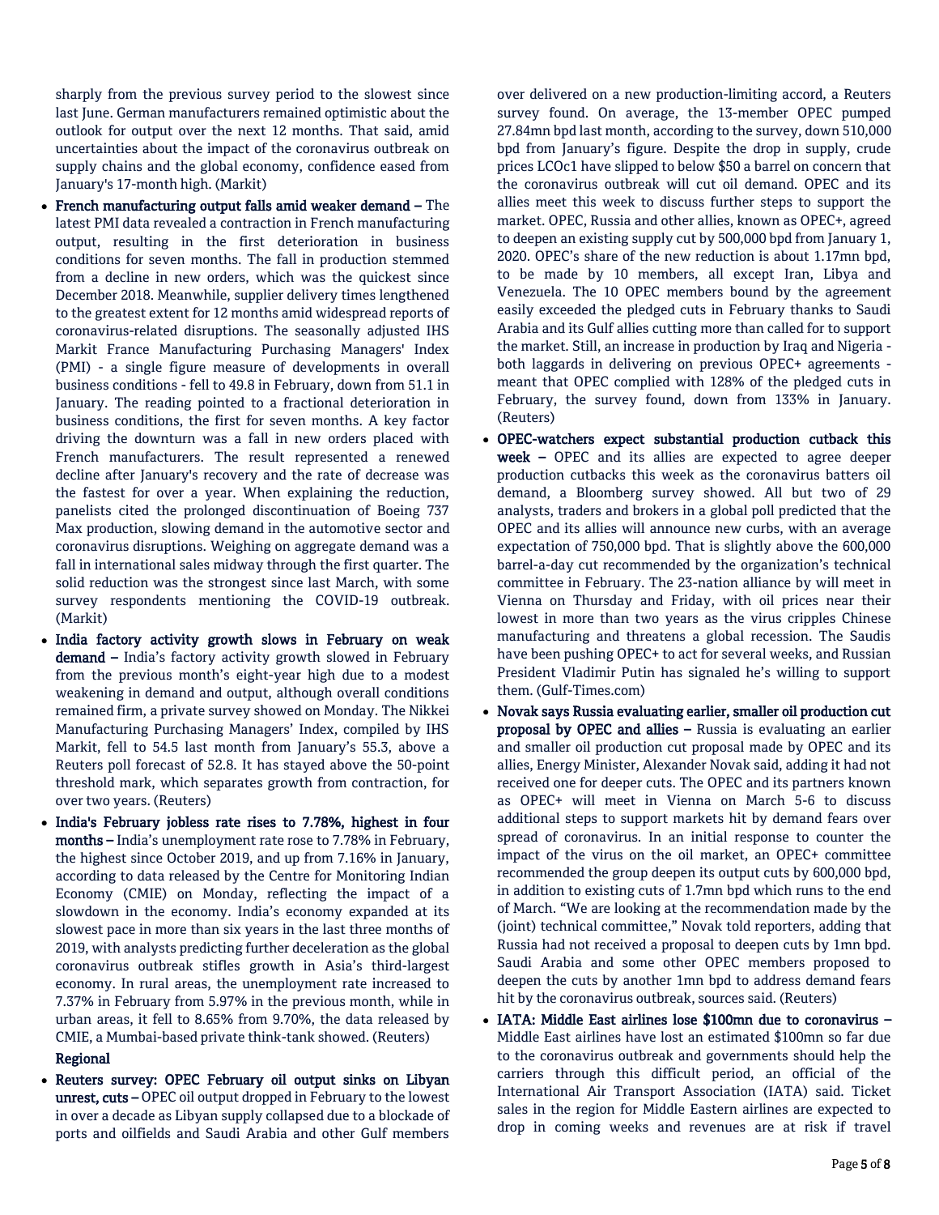sharply from the previous survey period to the slowest since last June. German manufacturers remained optimistic about the outlook for output over the next 12 months. That said, amid uncertainties about the impact of the coronavirus outbreak on supply chains and the global economy, confidence eased from January's 17-month high. (Markit)

- **French manufacturing output falls amid weaker demand –** The latest PMI data revealed a contraction in French manufacturing output, resulting in the first deterioration in business conditions for seven months. The fall in production stemmed from a decline in new orders, which was the quickest since December 2018. Meanwhile, supplier delivery times lengthened to the greatest extent for 12 months amid widespread reports of coronavirus-related disruptions. The seasonally adjusted IHS Markit France Manufacturing Purchasing Managers' Index (PMI) - a single figure measure of developments in overall business conditions - fell to 49.8 in February, down from 51.1 in January. The reading pointed to a fractional deterioration in business conditions, the first for seven months. A key factor driving the downturn was a fall in new orders placed with French manufacturers. The result represented a renewed decline after January's recovery and the rate of decrease was the fastest for over a year. When explaining the reduction, panelists cited the prolonged discontinuation of Boeing 737 Max production, slowing demand in the automotive sector and coronavirus disruptions. Weighing on aggregate demand was a fall in international sales midway through the first quarter. The solid reduction was the strongest since last March, with some survey respondents mentioning the COVID-19 outbreak. (Markit)
- **India factory activity growth slows in February on weak demand –** India's factory activity growth slowed in February from the previous month's eight-year high due to a modest weakening in demand and output, although overall conditions remained firm, a private survey showed on Monday. The Nikkei Manufacturing Purchasing Managers' Index, compiled by IHS Markit, fell to 54.5 last month from January's 55.3, above a Reuters poll forecast of 52.8. It has stayed above the 50-point threshold mark, which separates growth from contraction, for over two years. (Reuters)
- **India's February jobless rate rises to 7.78%, highest in four months –** India's unemployment rate rose to 7.78% in February, the highest since October 2019, and up from 7.16% in January, according to data released by the Centre for Monitoring Indian Economy (CMIE) on Monday, reflecting the impact of a slowdown in the economy. India's economy expanded at its slowest pace in more than six years in the last three months of 2019, with analysts predicting further deceleration as the global coronavirus outbreak stifles growth in Asia's third-largest economy. In rural areas, the unemployment rate increased to 7.37% in February from 5.97% in the previous month, while in urban areas, it fell to 8.65% from 9.70%, the data released by CMIE, a Mumbai-based private think-tank showed. (Reuters)

**Regional**

- **Reuters survey: OPEC February oil output sinks on Libyan unrest, cuts –** OPEC oil output dropped in February to the lowest in over a decade as Libyan supply collapsed due to a blockade of ports and oilfields and Saudi Arabia and other Gulf members over delivered on a new production-limiting accord, a Reuters survey found. On average, the 13-member OPEC pumped 27.84mn bpd last month, according to the survey, down 510,000 bpd from January's figure. Despite the drop in supply, crude prices LCOc1 have slipped to below $50 a barrel on concern that the coronavirus outbreak will cut oil demand. OPEC and its allies meet this week to discuss further steps to support the market. OPEC, Russia and other allies, known as OPEC+, agreed to deepen an existing supply cut by 500,000 bpd from January 1, 2020. OPEC's share of the new reduction is about 1.17mn bpd, to be made by 10 members, all except Iran, Libya and Venezuela. The 10 OPEC members bound by the agreement easily exceeded the pledged cuts in February thanks to Saudi Arabia and its Gulf allies cutting more than called for to support the market. Still, an increase in production by Iraq and Nigeria - both laggards in delivering on previous OPEC+ agreements - meant that OPEC complied with 128% of the pledged cuts in February, the survey found, down from 133% in January. (Reuters)
- **OPEC-watchers expect substantial production cutback this week –** OPEC and its allies are expected to agree deeper production cutbacks this week as the coronavirus batters oil demand, a Bloomberg survey showed. All but two of 29 analysts, traders and brokers in a global poll predicted that the OPEC and its allies will announce new curbs, with an average expectation of 750,000 bpd. That is slightly above the 600,000 barrel-a-day cut recommended by the organization's technical committee in February. The 23-nation alliance by will meet in Vienna on Thursday and Friday, with oil prices near their lowest in more than two years as the virus cripples Chinese manufacturing and threatens a global recession. The Saudis have been pushing OPEC+ to act for several weeks, and Russian President Vladimir Putin has signaled he's willing to support them. (Gulf-Times.com)
- **Novak says Russia evaluating earlier, smaller oil production cut proposal by OPEC and allies –** Russia is evaluating an earlier and smaller oil production cut proposal made by OPEC and its allies, Energy Minister, Alexander Novak said, adding it had not received one for deeper cuts. The OPEC and its partners known as OPEC+ will meet in Vienna on March 5-6 to discuss additional steps to support markets hit by demand fears over spread of coronavirus. In an initial response to counter the impact of the virus on the oil market, an OPEC+ committee recommended the group deepen its output cuts by 600,000 bpd, in addition to existing cuts of 1.7mn bpd which runs to the end of March. "We are looking at the recommendation made by the (joint) technical committee," Novak told reporters, adding that Russia had not received a proposal to deepen cuts by 1mn bpd. Saudi Arabia and some other OPEC members proposed to deepen the cuts by another 1mn bpd to address demand fears hit by the coronavirus outbreak, sources said. (Reuters)
- **IATA: Middle East airlines lose $100mn due to coronavirus –** Middle East airlines have lost an estimated $100mn so far due to the coronavirus outbreak and governments should help the carriers through this difficult period, an official of the International Air Transport Association (IATA) said. Ticket sales in the region for Middle Eastern airlines are expected to drop in coming weeks and revenues are at risk if travel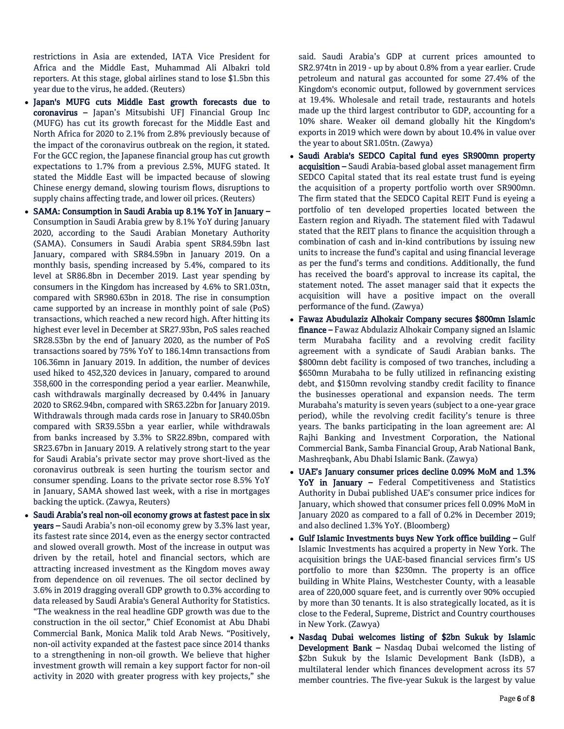restrictions in Asia are extended, IATA Vice President for Africa and the Middle East, Muhammad Ali Albakri told reporters. At this stage, global airlines stand to lose $1.5bn this year due to the virus, he added. (Reuters)

- **Japan's MUFG cuts Middle East growth forecasts due to coronavirus –** Japan's Mitsubishi UFJ Financial Group Inc (MUFG) has cut its growth forecast for the Middle East and North Africa for 2020 to 2.1% from 2.8% previously because of the impact of the coronavirus outbreak on the region, it stated. For the GCC region, the Japanese financial group has cut growth expectations to 1.7% from a previous 2.5%, MUFG stated. It stated the Middle East will be impacted because of slowing Chinese energy demand, slowing tourism flows, disruptions to supply chains affecting trade, and lower oil prices. (Reuters)
- **SAMA: Consumption in Saudi Arabia up 8.1% YoY in January –** Consumption in Saudi Arabia grew by 8.1% YoY during January 2020, according to the Saudi Arabian Monetary Authority (SAMA). Consumers in Saudi Arabia spent SR84.59bn last January, compared with SR84.59bn in January 2019. On a monthly basis, spending increased by 5.4%, compared to its level at SR86.8bn in December 2019. Last year spending by consumers in the Kingdom has increased by 4.6% to SR1.03tn, compared with SR980.63bn in 2018. The rise in consumption came supported by an increase in monthly point of sale (PoS) transactions, which reached a new record high. After hitting its highest ever level in December at SR27.93bn, PoS sales reached SR28.53bn by the end of January 2020, as the number of PoS transactions soared by 75% YoY to 186.14mn transactions from 106.36mn in January 2019. In addition, the number of devices used hiked to 452,320 devices in January, compared to around 358,600 in the corresponding period a year earlier. Meanwhile, cash withdrawals marginally decreased by 0.44% in January 2020 to SR62.94bn, compared with SR63.22bn for January 2019. Withdrawals through mada cards rose in January to SR40.05bn compared with SR39.55bn a year earlier, while withdrawals from banks increased by 3.3% to SR22.89bn, compared with SR23.67bn in January 2019. A relatively strong start to the year for Saudi Arabia's private sector may prove short-lived as the coronavirus outbreak is seen hurting the tourism sector and consumer spending. Loans to the private sector rose 8.5% YoY in January, SAMA showed last week, with a rise in mortgages backing the uptick. (Zawya, Reuters)
- **Saudi Arabia's real non-oil economy grows at fastest pace in six years –** Saudi Arabia's non-oil economy grew by 3.3% last year, its fastest rate since 2014, even as the energy sector contracted and slowed overall growth. Most of the increase in output was driven by the retail, hotel and financial sectors, which are attracting increased investment as the Kingdom moves away from dependence on oil revenues. The oil sector declined by 3.6% in 2019 dragging overall GDP growth to 0.3% according to data released by Saudi Arabia's General Authority for Statistics. "The weakness in the real headline GDP growth was due to the construction in the oil sector," Chief Economist at Abu Dhabi Commercial Bank, Monica Malik told Arab News. "Positively, non-oil activity expanded at the fastest pace since 2014 thanks to a strengthening in non-oil growth. We believe that higher investment growth will remain a key support factor for non-oil activity in 2020 with greater progress with key projects," she said. Saudi Arabia's GDP at current prices amounted to SR2.974tn in 2019 - up by about 0.8% from a year earlier. Crude petroleum and natural gas accounted for some 27.4% of the Kingdom's economic output, followed by government services at 19.4%. Wholesale and retail trade, restaurants and hotels made up the third largest contributor to GDP, accounting for a 10% share. Weaker oil demand globally hit the Kingdom's exports in 2019 which were down by about 10.4% in value over the year to about SR1.05tn. (Zawya)
- **Saudi Arabia's SEDCO Capital fund eyes SR900mn property acquisition –** Saudi Arabia-based global asset management firm SEDCO Capital stated that its real estate trust fund is eyeing the acquisition of a property portfolio worth over SR900mn. The firm stated that the SEDCO Capital REIT Fund is eyeing a portfolio of ten developed properties located between the Eastern region and Riyadh. The statement filed with Tadawul stated that the REIT plans to finance the acquisition through a combination of cash and in-kind contributions by issuing new units to increase the fund's capital and using financial leverage as per the fund's terms and conditions. Additionally, the fund has received the board's approval to increase its capital, the statement noted. The asset manager said that it expects the acquisition will have a positive impact on the overall performance of the fund. (Zawya)
- **Fawaz Abudulaziz Alhokair Company secures $800mn Islamic finance –** Fawaz Abdulaziz Alhokair Company signed an Islamic term Murabaha facility and a revolving credit facility agreement with a syndicate of Saudi Arabian banks. The $800mn debt facility is composed of two tranches, including a $650mn Murabaha to be fully utilized in refinancing existing debt, and $150mn revolving standby credit facility to finance the businesses operational and expansion needs. The term Murabaha's maturity is seven years (subject to a one-year grace period), while the revolving credit facility's tenure is three years. The banks participating in the loan agreement are: Al Rajhi Banking and Investment Corporation, the National Commercial Bank, Samba Financial Group, Arab National Bank, Mashreqbank, Abu Dhabi Islamic Bank. (Zawya)
- **UAE's January consumer prices decline 0.09% MoM and 1.3% YoY in January –** Federal Competitiveness and Statistics Authority in Dubai published UAE's consumer price indices for January, which showed that consumer prices fell 0.09% MoM in January 2020 as compared to a fall of 0.2% in December 2019; and also declined 1.3% YoY. (Bloomberg)
- **Gulf Islamic Investments buys New York office building –** Gulf Islamic Investments has acquired a property in New York. The acquisition brings the UAE-based financial services firm's US portfolio to more than $230mn. The property is an office building in White Plains, Westchester County, with a leasable area of 220,000 square feet, and is currently over 90% occupied by more than 30 tenants. It is also strategically located, as it is close to the Federal, Supreme, District and Country courthouses in New York. (Zawya)
- **Nasdaq Dubai welcomes listing of $2bn Sukuk by Islamic Development Bank –** Nasdaq Dubai welcomed the listing of $2bn Sukuk by the Islamic Development Bank (IsDB), a multilateral lender which finances development across its 57 member countries. The five-year Sukuk is the largest by value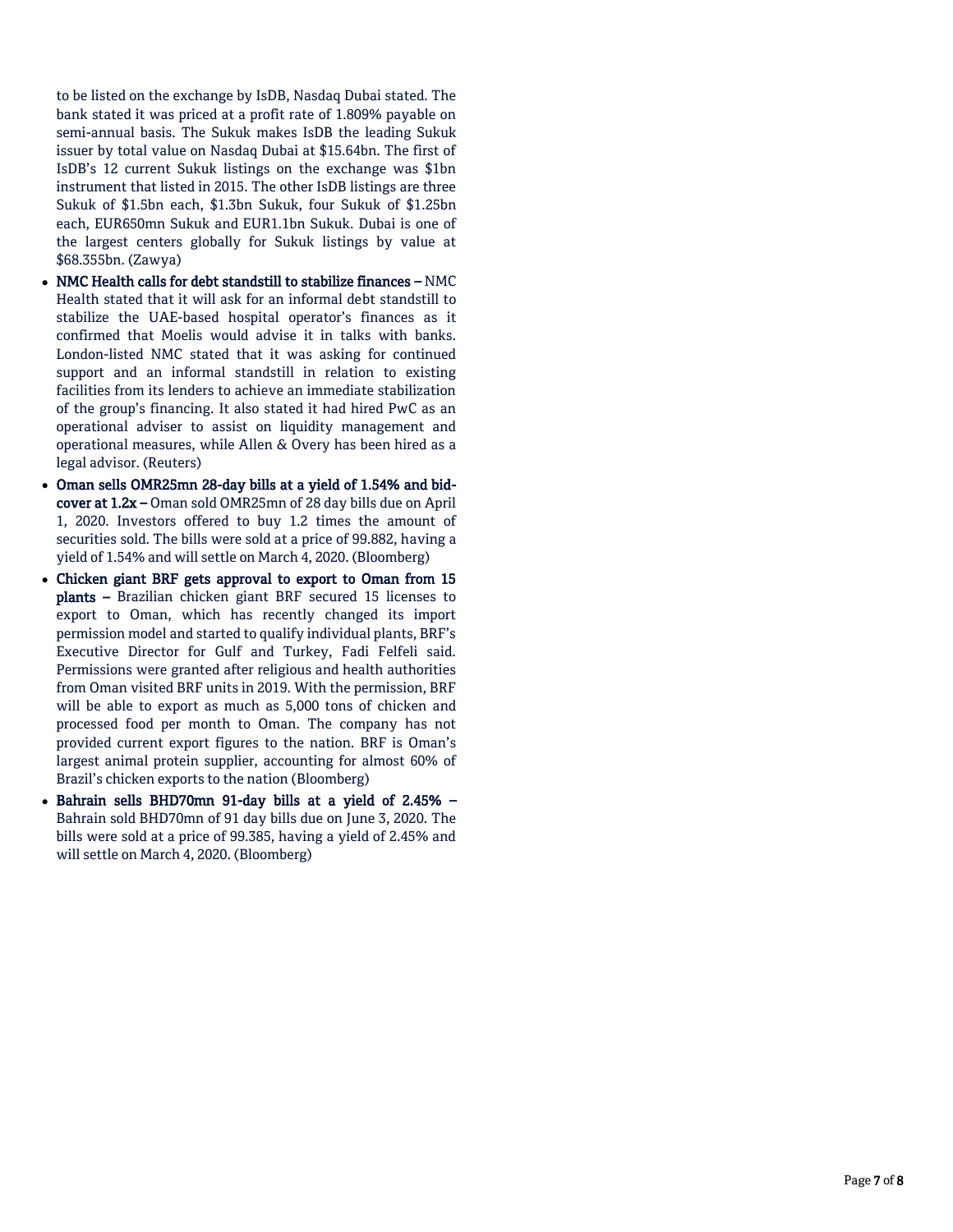to be listed on the exchange by IsDB, Nasdaq Dubai stated. The bank stated it was priced at a profit rate of 1.809% payable on semi-annual basis. The Sukuk makes IsDB the leading Sukuk issuer by total value on Nasdaq Dubai at $15.64bn. The first of IsDB's 12 current Sukuk listings on the exchange was $1bn instrument that listed in 2015. The other IsDB listings are three Sukuk of $1.5bn each, $1.3bn Sukuk, four Sukuk of $1.25bn each, EUR650mn Sukuk and EUR1.1bn Sukuk. Dubai is one of the largest centers globally for Sukuk listings by value at $68.355bn. (Zawya)

- **NMC Health calls for debt standstill to stabilize finances –** NMC Health stated that it will ask for an informal debt standstill to stabilize the UAE-based hospital operator's finances as it confirmed that Moelis would advise it in talks with banks. London-listed NMC stated that it was asking for continued support and an informal standstill in relation to existing facilities from its lenders to achieve an immediate stabilization of the group's financing. It also stated it had hired PwC as an operational adviser to assist on liquidity management and operational measures, while Allen & Overy has been hired as a legal advisor. (Reuters)
- **Oman sells OMR25mn 28-day bills at a yield of 1.54% and bid-cover at 1.2x –** Oman sold OMR25mn of 28 day bills due on April 1, 2020. Investors offered to buy 1.2 times the amount of securities sold. The bills were sold at a price of 99.882, having a yield of 1.54% and will settle on March 4, 2020. (Bloomberg)
- **Chicken giant BRF gets approval to export to Oman from 15 plants –** Brazilian chicken giant BRF secured 15 licenses to export to Oman, which has recently changed its import permission model and started to qualify individual plants, BRF's Executive Director for Gulf and Turkey, Fadi Felfeli said. Permissions were granted after religious and health authorities from Oman visited BRF units in 2019. With the permission, BRF will be able to export as much as 5,000 tons of chicken and processed food per month to Oman. The company has not provided current export figures to the nation. BRF is Oman's largest animal protein supplier, accounting for almost 60% of Brazil's chicken exports to the nation (Bloomberg)
- **Bahrain sells BHD70mn 91-day bills at a yield of 2.45% –** Bahrain sold BHD70mn of 91 day bills due on June 3, 2020. The bills were sold at a price of 99.385, having a yield of 2.45% and will settle on March 4, 2020. (Bloomberg)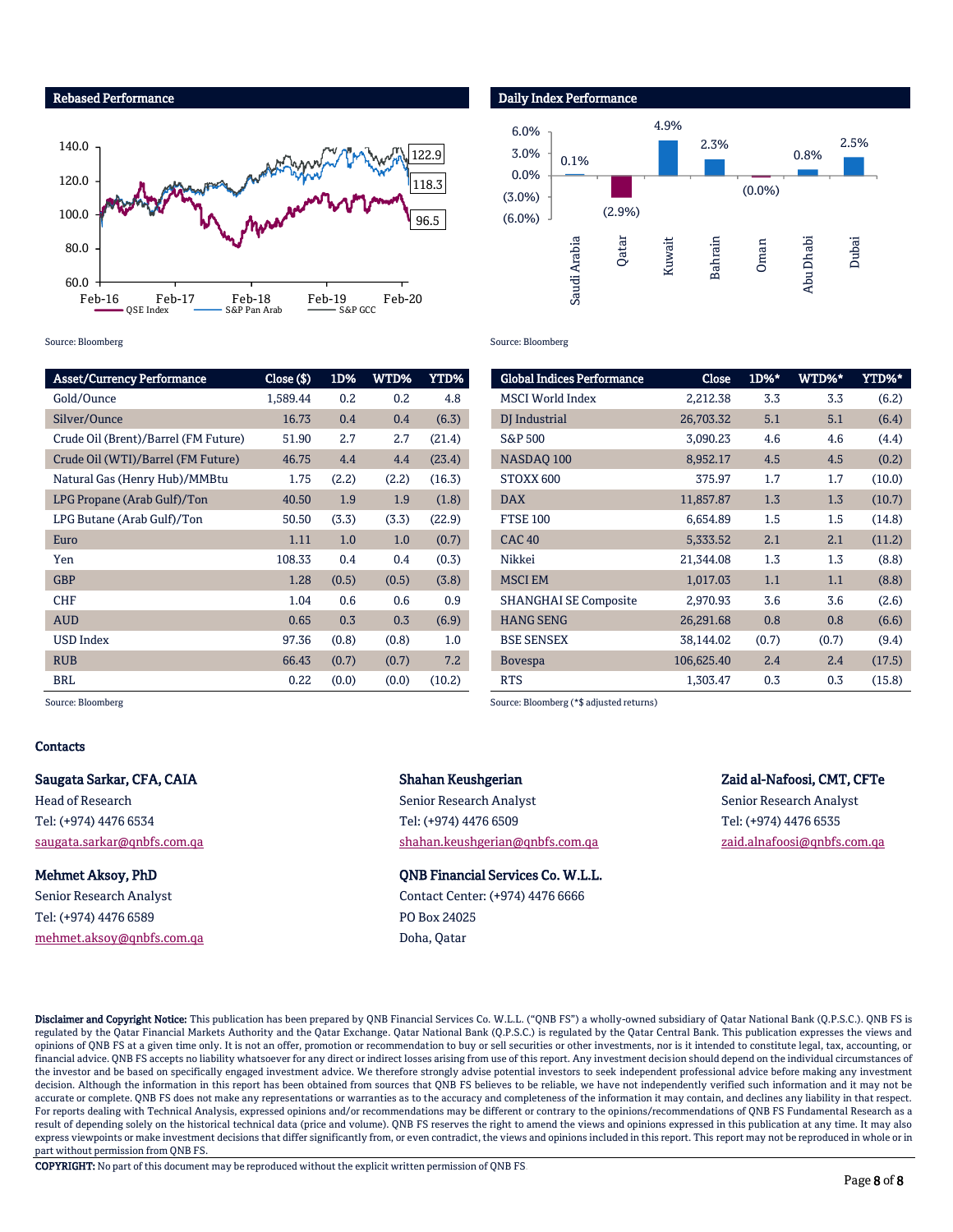## Rebased Performance

140.0
120.0
100.0
80.0
60.0
Feb-16
Feb-17
Feb-18
Feb-19
Feb-20
122.9
118.3
96.5
QSE Index
S&P Pan Arab
S&P GCC

Source: Bloomberg

## Daily Index Performance

6.0%
3.0%
0.0%
(3.0%)
(6.0%)
0.1%
(2.9%)
4.9%
2.3%
(0.0%)
0.8%
2.5%
Saudi Arabia
Qatar
Kuwait
Bahrain
Oman
Abu Dhabi
Dubai

Source: Bloomberg

| Asset/Currency Performance | Close ($) | 1D% | WTD% | YTD% |
|---|---|---|---|---|
| Gold/Ounce | 1,589.44 | 0.2 | 0.2 | 4.8 |
| Silver/Ounce | 16.73 | 0.4 | 0.4 | (6.3) |
| Crude Oil (Brent)/Barrel (FM Future) | 51.90 | 2.7 | 2.7 | (21.4) |
| Crude Oil (WTI)/Barrel (FM Future) | 46.75 | 4.4 | 4.4 | (23.4) |
| Natural Gas (Henry Hub)/MMBtu | 1.75 | (2.2) | (2.2) | (16.3) |
| LPG Propane (Arab Gulf)/Ton | 40.50 | 1.9 | 1.9 | (1.8) |
| LPG Butane (Arab Gulf)/Ton | 50.50 | (3.3) | (3.3) | (22.9) |
| Euro | 1.11 | 1.0 | 1.0 | (0.7) |
| Yen | 108.33 | 0.4 | 0.4 | (0.3) |
| GBP | 1.28 | (0.5) | (0.5) | (3.8) |
| CHF | 1.04 | 0.6 | 0.6 | 0.9 |
| AUD | 0.65 | 0.3 | 0.3 | (6.9) |
| USD Index | 97.36 | (0.8) | (0.8) | 1.0 |
| RUB | 66.43 | (0.7) | (0.7) | 7.2 |
| BRL | 0.22 | (0.0) | (0.0) | (10.2) |

Source: Bloomberg

| Global Indices Performance | Close | 1D%* | WTD%* | YTD%* |
|---|---|---|---|---|
| MSCI World Index | 2,212.38 | 3.3 | 3.3 | (6.2) |
| DJ Industrial | 26,703.32 | 5.1 | 5.1 | (6.4) |
| S&P 500 | 3,090.23 | 4.6 | 4.6 | (4.4) |
| NASDAQ 100 | 8,952.17 | 4.5 | 4.5 | (0.2) |
| STOXX 600 | 375.97 | 1.7 | 1.7 | (10.0) |
| DAX | 11,857.87 | 1.3 | 1.3 | (10.7) |
| FTSE 100 | 6,654.89 | 1.5 | 1.5 | (14.8) |
| CAC 40 | 5,333.52 | 2.1 | 2.1 | (11.2) |
| Nikkei | 21,344.08 | 1.3 | 1.3 | (8.8) |
| MSCI EM | 1,017.03 | 1.1 | 1.1 | (8.8) |
| SHANGHAI SE Composite | 2,970.93 | 3.6 | 3.6 | (2.6) |
| HANG SENG | 26,291.68 | 0.8 | 0.8 | (6.6) |
| BSE SENSEX | 38,144.02 | (0.7) | (0.7) | (9.4) |
| Bovespa | 106,625.40 | 2.4 | 2.4 | (17.5) |
| RTS | 1,303.47 | 0.3 | 0.3 | (15.8) |

Source: Bloomberg (*$ adjusted returns)

### Contacts

**Saugata Sarkar, CFA, CAIA**
Head of Research
Tel: (+974) 4476 6534
saugata.sarkar@qnbfs.com.qa

**Shahan Keushgerian**
Senior Research Analyst
Tel: (+974) 4476 6509
shahan.keushgerian@qnbfs.com.qa

**Zaid al-Nafoosi, CMT, CFTe**
Senior Research Analyst
Tel: (+974) 4476 6535
zaid.alnafoosi@qnbfs.com.qa

**Mehmet Aksoy, PhD**
Senior Research Analyst
Tel: (+974) 4476 6589
mehmet.aksoy@qnbfs.com.qa

**QNB Financial Services Co. W.L.L.**
Contact Center: (+974) 4476 6666
PO Box 24025
Doha, Qatar

**Disclaimer and Copyright Notice:** This publication has been prepared by QNB Financial Services Co. W.L.L. ("QNB FS") a wholly-owned subsidiary of Qatar National Bank (Q.P.S.C.). QNB FS is regulated by the Qatar Financial Markets Authority and the Qatar Exchange. Qatar National Bank (Q.P.S.C.) is regulated by the Qatar Central Bank. This publication expresses the views and opinions of QNB FS at a given time only. It is not an offer, promotion or recommendation to buy or sell securities or other investments, nor is it intended to constitute legal, tax, accounting, or financial advice. QNB FS accepts no liability whatsoever for any direct or indirect losses arising from use of this report. Any investment decision should depend on the individual circumstances of the investor and be based on specifically engaged investment advice. We therefore strongly advise potential investors to seek independent professional advice before making any investment decision. Although the information in this report has been obtained from sources that QNB FS believes to be reliable, we have not independently verified such information and it may not be accurate or complete. QNB FS does not make any representations or warranties as to the accuracy and completeness of the information it may contain, and declines any liability in that respect. For reports dealing with Technical Analysis, expressed opinions and/or recommendations may be different or contrary to the opinions/recommendations of QNB FS Fundamental Research as a result of depending solely on the historical technical data (price and volume). QNB FS reserves the right to amend the views and opinions expressed in this publication at any time. It may also express viewpoints or make investment decisions that differ significantly from, or even contradict, the views and opinions included in this report. This report may not be reproduced in whole or in part without permission from QNB FS.

**COPYRIGHT:** No part of this document may be reproduced without the explicit written permission of QNB FS